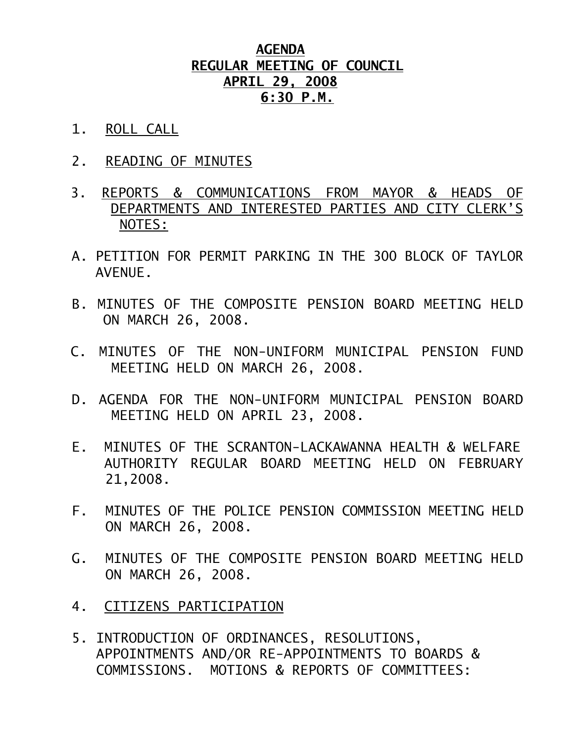# AGENDA
## REGULAR MEETING OF COUNCIL
## APRIL 29, 2008
## 6:30 P.M.

1. ROLL CALL

2. READING OF MINUTES

3. REPORTS & COMMUNICATIONS FROM MAYOR & HEADS OF DEPARTMENTS AND INTERESTED PARTIES AND CITY CLERK'S NOTES:

A. PETITION FOR PERMIT PARKING IN THE 300 BLOCK OF TAYLOR AVENUE.

B. MINUTES OF THE COMPOSITE PENSION BOARD MEETING HELD ON MARCH 26, 2008.

C. MINUTES OF THE NON-UNIFORM MUNICIPAL PENSION FUND MEETING HELD ON MARCH 26, 2008.

D. AGENDA FOR THE NON-UNIFORM MUNICIPAL PENSION BOARD MEETING HELD ON APRIL 23, 2008.

E. MINUTES OF THE SCRANTON-LACKAWANNA HEALTH & WELFARE AUTHORITY REGULAR BOARD MEETING HELD ON FEBRUARY 21,2008.

F. MINUTES OF THE POLICE PENSION COMMISSION MEETING HELD ON MARCH 26, 2008.

G. MINUTES OF THE COMPOSITE PENSION BOARD MEETING HELD ON MARCH 26, 2008.

4. CITIZENS PARTICIPATION

5. INTRODUCTION OF ORDINANCES, RESOLUTIONS, APPOINTMENTS AND/OR RE-APPOINTMENTS TO BOARDS & COMMISSIONS. MOTIONS & REPORTS OF COMMITTEES: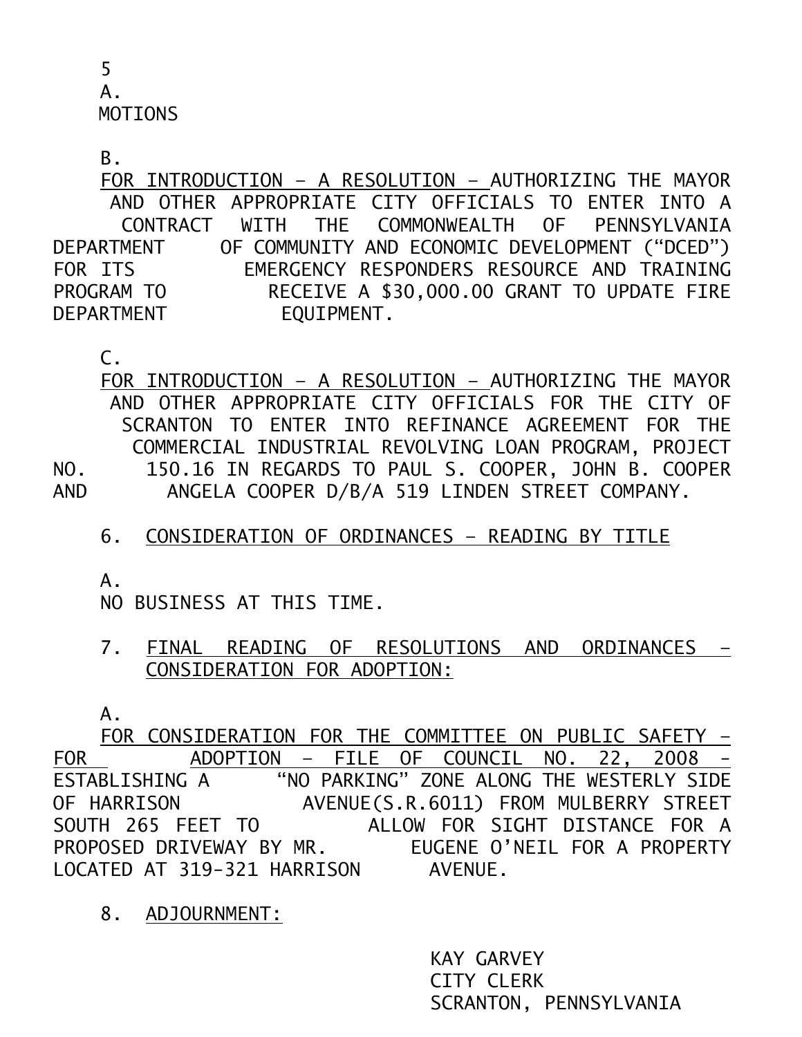5\. 

A. MOTIONS

B. FOR INTRODUCTION – A RESOLUTION – AUTHORIZING THE MAYOR AND OTHER APPROPRIATE CITY OFFICIALS TO ENTER INTO A CONTRACT WITH THE COMMONWEALTH OF PENNSYLVANIA DEPARTMENT OF COMMUNITY AND ECONOMIC DEVELOPMENT ("DCED") FOR ITS EMERGENCY RESPONDERS RESOURCE AND TRAINING PROGRAM TO RECEIVE A $30,000.00 GRANT TO UPDATE FIRE DEPARTMENT EQUIPMENT.

C. FOR INTRODUCTION – A RESOLUTION – AUTHORIZING THE MAYOR AND OTHER APPROPRIATE CITY OFFICIALS FOR THE CITY OF SCRANTON TO ENTER INTO REFINANCE AGREEMENT FOR THE COMMERCIAL INDUSTRIAL REVOLVING LOAN PROGRAM, PROJECT NO. 150.16 IN REGARDS TO PAUL S. COOPER, JOHN B. COOPER AND ANGELA COOPER D/B/A 519 LINDEN STREET COMPANY.

6\. CONSIDERATION OF ORDINANCES – READING BY TITLE

A. NO BUSINESS AT THIS TIME.

7\. FINAL READING OF RESOLUTIONS AND ORDINANCES – CONSIDERATION FOR ADOPTION:

A. FOR CONSIDERATION FOR THE COMMITTEE ON PUBLIC SAFETY – FOR ADOPTION – FILE OF COUNCIL NO. 22, 2008 - ESTABLISHING A "NO PARKING" ZONE ALONG THE WESTERLY SIDE OF HARRISON AVENUE(S.R.6011) FROM MULBERRY STREET SOUTH 265 FEET TO ALLOW FOR SIGHT DISTANCE FOR A PROPOSED DRIVEWAY BY MR. EUGENE O'NEIL FOR A PROPERTY LOCATED AT 319-321 HARRISON AVENUE.

8\. ADJOURNMENT:

KAY GARVEY
CITY CLERK
SCRANTON, PENNSYLVANIA